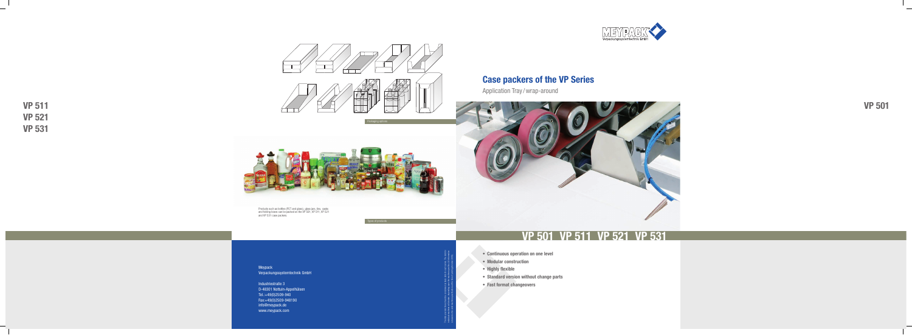VP 511
VP 521
VP 531

Packaging options

Products such as bottles (PET and glass), glass jars, tins, casks and folding boxes can be packed on the VP 501, VP 511, VP 521 and VP 531 case packers.

Types of products

Meypack
Verpackungssystemtechnik GmbH

Industriestraße 3
D-48301 Nottuln-Appelhülsen
Tel.:+49(0)2509-940
Fax:+49(0)2509-948190
info@meypack.de
www.meypack.com

# Case packers of the VP Series

Application Tray / wrap-around

VP 501

## VP 501 VP 511 VP 521 VP 531

- Continuous operation on one level
- Modular construction
- Highly flexible
- Standard version without change parts
- Fast format changeovers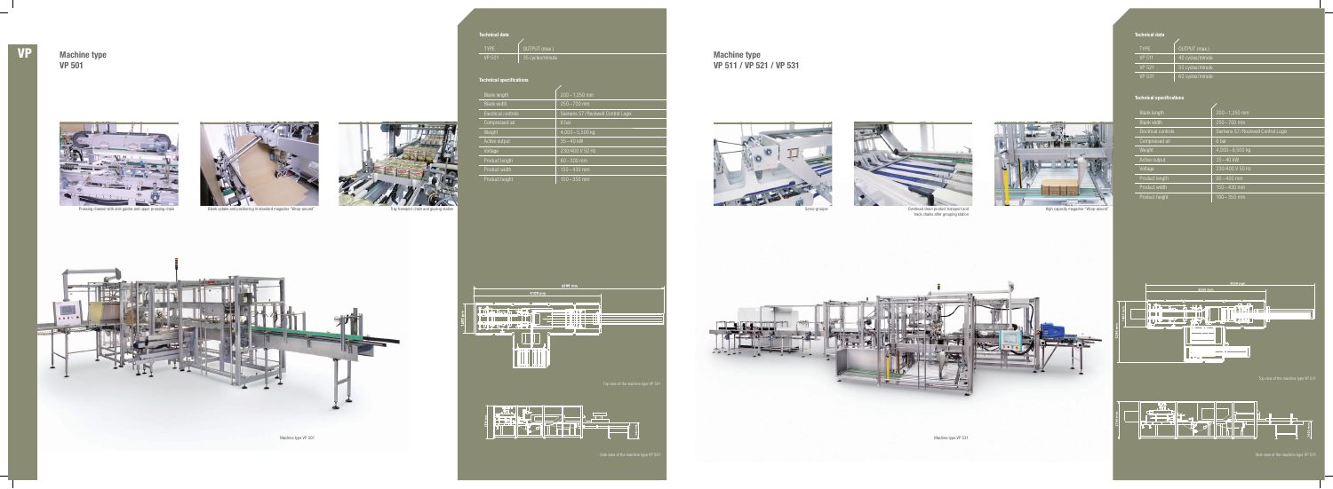VP

## Machine type
## VP 501

Pressing channel with side guides and upper pressing chain

Blank uptake and positioning in standard magazine "Wrap-around"

Tray transport chain and glueing station

Machine type VP 501

### Technical data

| TYPE | OUTPUT (max.) |
|---|---|
| VP 501 | 35 cycles/minute |

### Technical specifications

| | |
|---|---|
| Blank length | 200 – 1,350 mm |
| Blank width | 250 – 700 mm |
| Electrical controls | Siemens S7/Rockwell Control Logix |
| Compressed air | 6 bar |
| Weight | 4,000 – 5,500 kg |
| Active output | 35 – 40 kW |
| Voltage | 230/400 V 50 Hz |
| Product length | 60 – 300 mm |
| Product width | 150 – 450 mm |
| Product height | 100 – 350 mm |

Top view of the machine type VP 501

Side view of the machine type VP 501

## Machine type
## VP 511 / VP 521 / VP 531

Servo grouper

Overhead chain product transport and back chains after grouping station

High capacity magazine "Wrap-around"

Machine type VP 531

### Technical data

| TYPE | OUTPUT (max.) |
|---|---|
| VP 511 | 40 cycles/minute |
| VP 521 | 50 cycles/minute |
| VP 531 | 60 cycles/minute |

### Technical specifications

| | |
|---|---|
| Blank length | 200 – 1,350 mm |
| Blank width | 250 – 700 mm |
| Electrical controls | Siemens S7/Rockwell Control Logix |
| Compressed air | 6 bar |
| Weight | 4,000 – 6,500 kg |
| Active output | 35 – 40 kW |
| Voltage | 230/400 V 50 Hz |
| Product length | 60 – 400 mm |
| Product width | 150 – 400 mm |
| Product height | 100 – 350 mm |

Top view of the machine type VP 531

Side view of the machine type VP 531